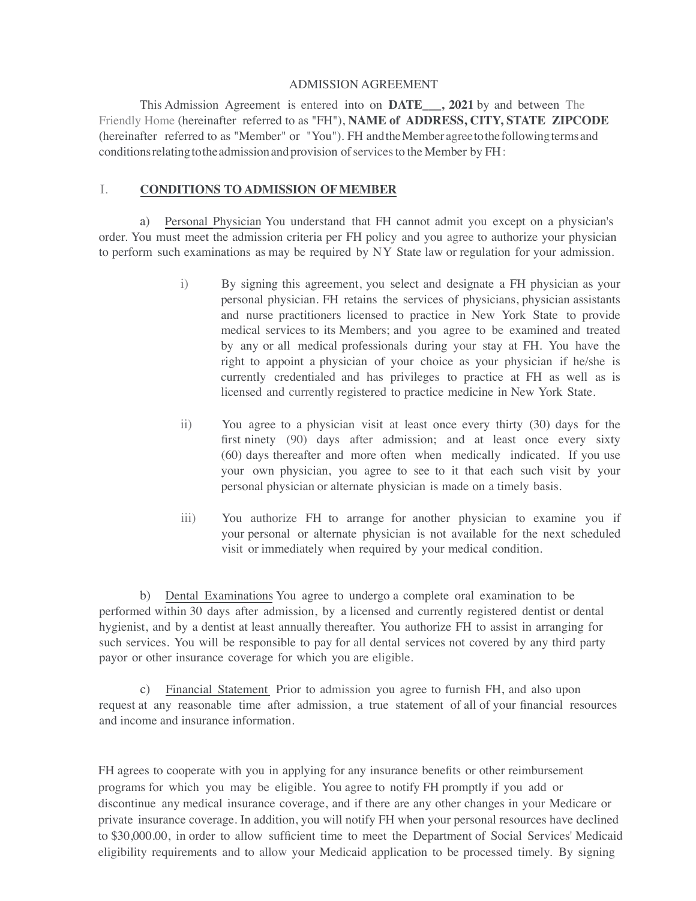# ADMISSION AGREEMENT

This Admission Agreement is entered into on **DATE___, 2021** by and between The Friendly Home (hereinafter referred to as "FH"), **NAME of ADDRESS, CITY, STATE ZIPCODE** (hereinafter referred to as "Member" or "You"). FH and the Member agree to the following terms and conditions relating to the admission and provision of services to the Member by FH:

## I. CONDITIONS TO ADMISSION OF MEMBER

a) Personal Physician You understand that FH cannot admit you except on a physician's order. You must meet the admission criteria per FH policy and you agree to authorize your physician to perform such examinations as may be required by NY State law or regulation for your admission.

> i) By signing this agreement, you select and designate a FH physician as your personal physician. FH retains the services of physicians, physician assistants and nurse practitioners licensed to practice in New York State to provide medical services to its Members; and you agree to be examined and treated by any or all medical professionals during your stay at FH. You have the right to appoint a physician of your choice as your physician if he/she is currently credentialed and has privileges to practice at FH as well as is licensed and currently registered to practice medicine in New York State.
>
> ii) You agree to a physician visit at least once every thirty (30) days for the first ninety (90) days after admission; and at least once every sixty (60) days thereafter and more often when medically indicated. If you use your own physician, you agree to see to it that each such visit by your personal physician or alternate physician is made on a timely basis.
>
> iii) You authorize FH to arrange for another physician to examine you if your personal or alternate physician is not available for the next scheduled visit or immediately when required by your medical condition.

b) Dental Examinations You agree to undergo a complete oral examination to be performed within 30 days after admission, by a licensed and currently registered dentist or dental hygienist, and by a dentist at least annually thereafter. You authorize FH to assist in arranging for such services. You will be responsible to pay for all dental services not covered by any third party payor or other insurance coverage for which you are eligible.

c) Financial Statement Prior to admission you agree to furnish FH, and also upon request at any reasonable time after admission, a true statement of all of your financial resources and income and insurance information.

FH agrees to cooperate with you in applying for any insurance benefits or other reimbursement programs for which you may be eligible. You agree to notify FH promptly if you add or discontinue any medical insurance coverage, and if there are any other changes in your Medicare or private insurance coverage. In addition, you will notify FH when your personal resources have declined to $30,000.00, in order to allow sufficient time to meet the Department of Social Services' Medicaid eligibility requirements and to allow your Medicaid application to be processed timely. By signing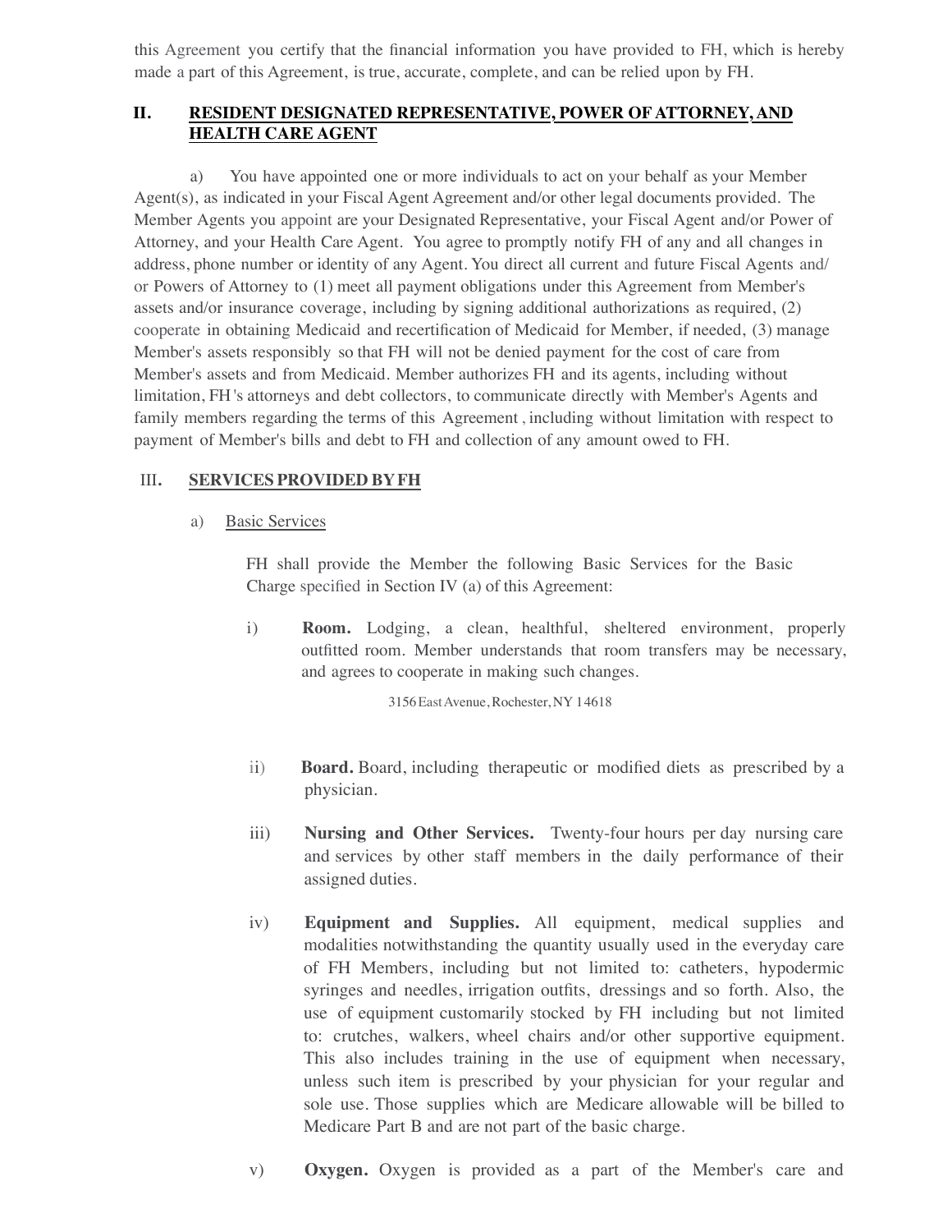this Agreement you certify that the financial information you have provided to FH, which is hereby made a part of this Agreement, is true, accurate, complete, and can be relied upon by FH.

## II. RESIDENT DESIGNATED REPRESENTATIVE, POWER OF ATTORNEY, AND HEALTH CARE AGENT

a) You have appointed one or more individuals to act on your behalf as your Member Agent(s), as indicated in your Fiscal Agent Agreement and/or other legal documents provided. The Member Agents you appoint are your Designated Representative, your Fiscal Agent and/or Power of Attorney, and your Health Care Agent. You agree to promptly notify FH of any and all changes in address, phone number or identity of any Agent. You direct all current and future Fiscal Agents and/or Powers of Attorney to (1) meet all payment obligations under this Agreement from Member's assets and/or insurance coverage, including by signing additional authorizations as required, (2) cooperate in obtaining Medicaid and recertification of Medicaid for Member, if needed, (3) manage Member's assets responsibly so that FH will not be denied payment for the cost of care from Member's assets and from Medicaid. Member authorizes FH and its agents, including without limitation, FH's attorneys and debt collectors, to communicate directly with Member's Agents and family members regarding the terms of this Agreement, including without limitation with respect to payment of Member's bills and debt to FH and collection of any amount owed to FH.

## III. SERVICES PROVIDED BY FH

a) Basic Services

FH shall provide the Member the following Basic Services for the Basic Charge specified in Section IV (a) of this Agreement:

i) **Room.** Lodging, a clean, healthful, sheltered environment, properly outfitted room. Member understands that room transfers may be necessary, and agrees to cooperate in making such changes.

3156 East Avenue, Rochester, NY 14618

ii) **Board.** Board, including therapeutic or modified diets as prescribed by a physician.

iii) **Nursing and Other Services.** Twenty-four hours per day nursing care and services by other staff members in the daily performance of their assigned duties.

iv) **Equipment and Supplies.** All equipment, medical supplies and modalities notwithstanding the quantity usually used in the everyday care of FH Members, including but not limited to: catheters, hypodermic syringes and needles, irrigation outfits, dressings and so forth. Also, the use of equipment customarily stocked by FH including but not limited to: crutches, walkers, wheel chairs and/or other supportive equipment. This also includes training in the use of equipment when necessary, unless such item is prescribed by your physician for your regular and sole use. Those supplies which are Medicare allowable will be billed to Medicare Part B and are not part of the basic charge.

v) **Oxygen.** Oxygen is provided as a part of the Member's care and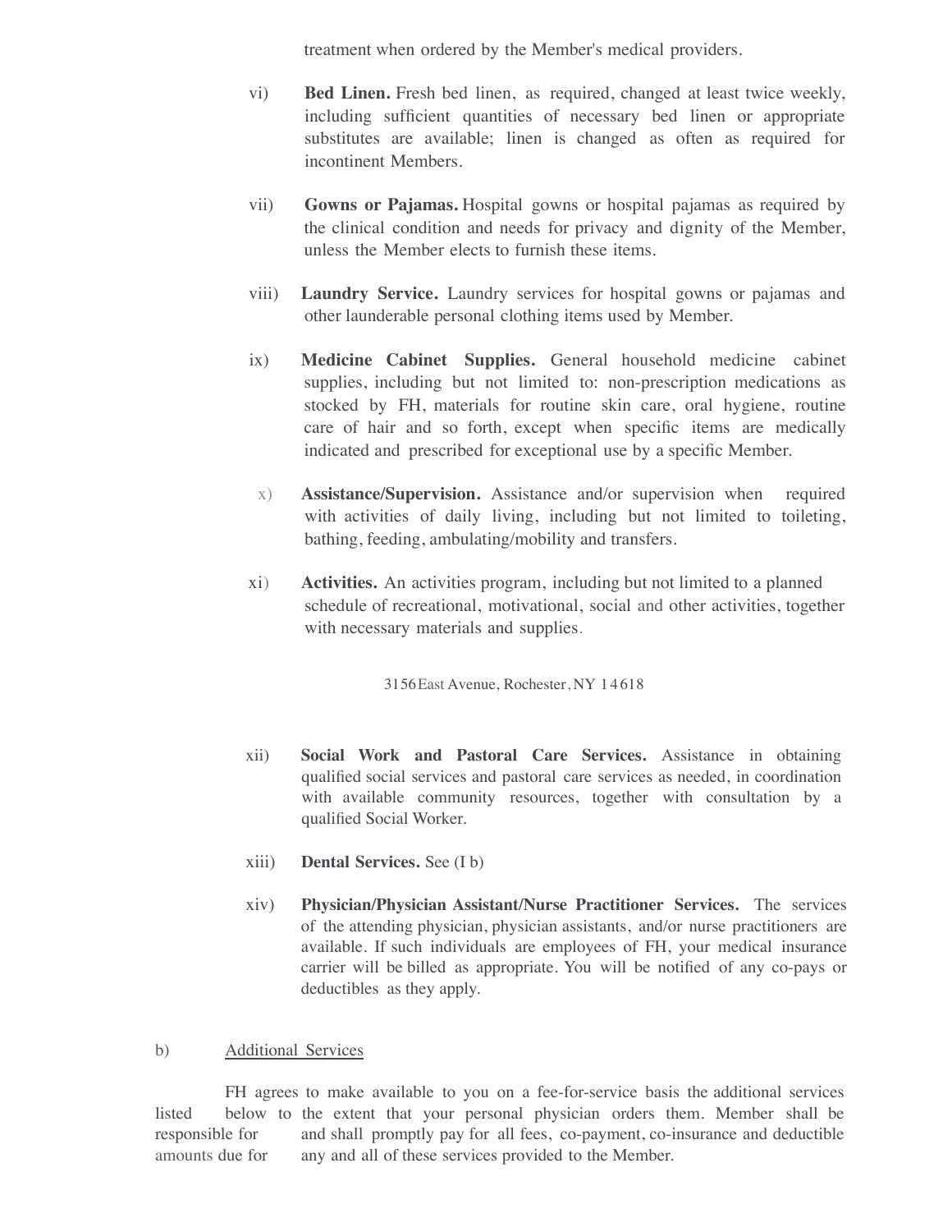treatment when ordered by the Member's medical providers.

vi) **Bed Linen.** Fresh bed linen, as required, changed at least twice weekly, including sufficient quantities of necessary bed linen or appropriate substitutes are available; linen is changed as often as required for incontinent Members.

vii) **Gowns or Pajamas.** Hospital gowns or hospital pajamas as required by the clinical condition and needs for privacy and dignity of the Member, unless the Member elects to furnish these items.

viii) **Laundry Service.** Laundry services for hospital gowns or pajamas and other launderable personal clothing items used by Member.

ix) **Medicine Cabinet Supplies.** General household medicine cabinet supplies, including but not limited to: non-prescription medications as stocked by FH, materials for routine skin care, oral hygiene, routine care of hair and so forth, except when specific items are medically indicated and prescribed for exceptional use by a specific Member.

x) **Assistance/Supervision.** Assistance and/or supervision when required with activities of daily living, including but not limited to toileting, bathing, feeding, ambulating/mobility and transfers.

xi) **Activities.** An activities program, including but not limited to a planned schedule of recreational, motivational, social and other activities, together with necessary materials and supplies.

xii) **Social Work and Pastoral Care Services.** Assistance in obtaining qualified social services and pastoral care services as needed, in coordination with available community resources, together with consultation by a qualified Social Worker.

xiii) **Dental Services.** See (I b)

xiv) **Physician/Physician Assistant/Nurse Practitioner Services.** The services of the attending physician, physician assistants, and/or nurse practitioners are available. If such individuals are employees of FH, your medical insurance carrier will be billed as appropriate. You will be notified of any co-pays or deductibles as they apply.

b) Additional Services

FH agrees to make available to you on a fee-for-service basis the additional services listed below to the extent that your personal physician orders them. Member shall be responsible for and shall promptly pay for all fees, co-payment, co-insurance and deductible amounts due for any and all of these services provided to the Member.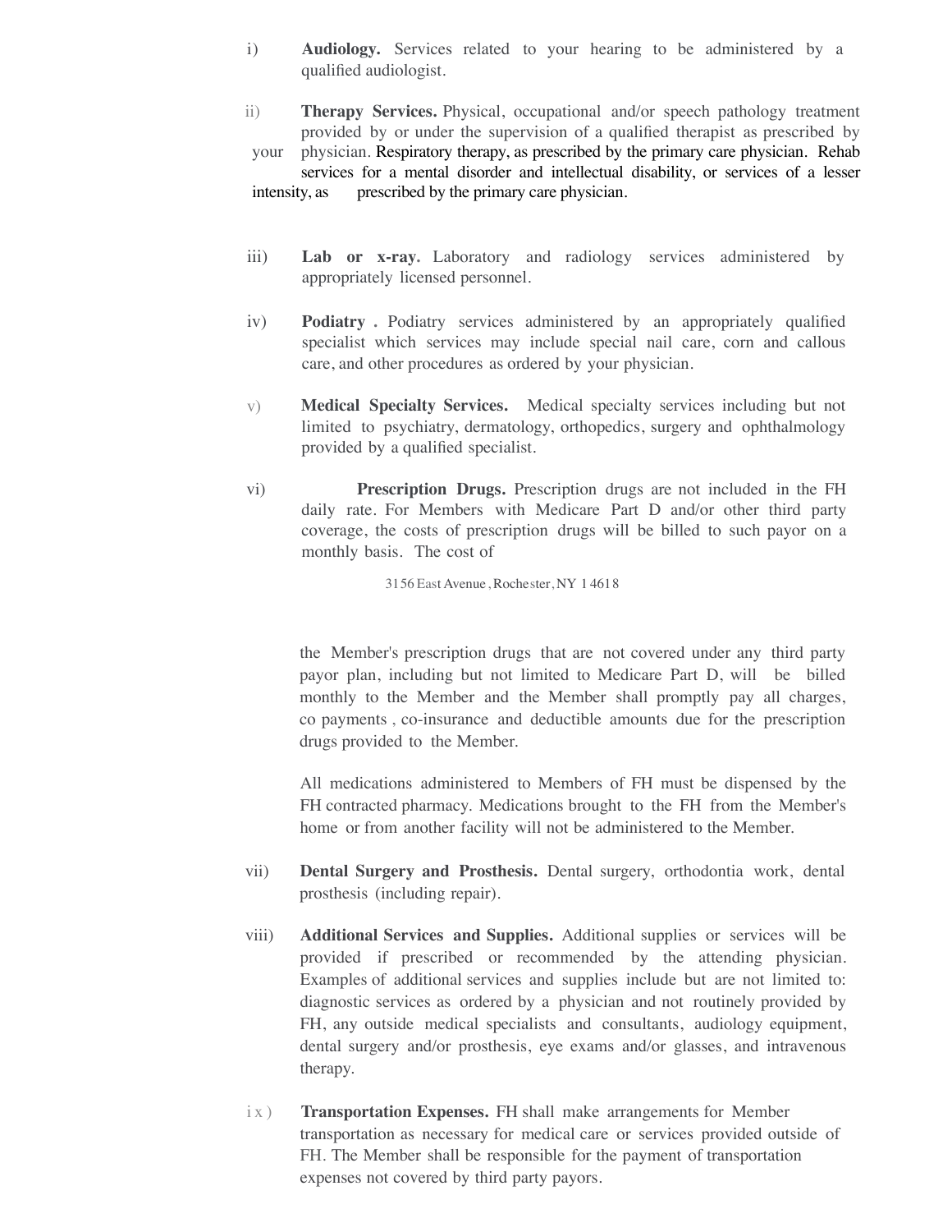i) **Audiology.** Services related to your hearing to be administered by a qualified audiologist.

ii) **Therapy Services.** Physical, occupational and/or speech pathology treatment provided by or under the supervision of a qualified therapist as prescribed by your physician. Respiratory therapy, as prescribed by the primary care physician. Rehab services for a mental disorder and intellectual disability, or services of a lesser intensity, as prescribed by the primary care physician.

iii) **Lab or x-ray.** Laboratory and radiology services administered by appropriately licensed personnel.

iv) **Podiatry .** Podiatry services administered by an appropriately qualified specialist which services may include special nail care, corn and callous care, and other procedures as ordered by your physician.

v) **Medical Specialty Services.** Medical specialty services including but not limited to psychiatry, dermatology, orthopedics, surgery and ophthalmology provided by a qualified specialist.

vi) **Prescription Drugs.** Prescription drugs are not included in the FH daily rate. For Members with Medicare Part D and/or other third party coverage, the costs of prescription drugs will be billed to such payor on a monthly basis. The cost of the Member's prescription drugs that are not covered under any third party payor plan, including but not limited to Medicare Part D, will be billed monthly to the Member and the Member shall promptly pay all charges, co payments , co-insurance and deductible amounts due for the prescription drugs provided to the Member.

All medications administered to Members of FH must be dispensed by the FH contracted pharmacy. Medications brought to the FH from the Member's home or from another facility will not be administered to the Member.

vii) **Dental Surgery and Prosthesis.** Dental surgery, orthodontia work, dental prosthesis (including repair).

viii) **Additional Services and Supplies.** Additional supplies or services will be provided if prescribed or recommended by the attending physician. Examples of additional services and supplies include but are not limited to: diagnostic services as ordered by a physician and not routinely provided by FH, any outside medical specialists and consultants, audiology equipment, dental surgery and/or prosthesis, eye exams and/or glasses, and intravenous therapy.

ix) **Transportation Expenses.** FH shall make arrangements for Member transportation as necessary for medical care or services provided outside of FH. The Member shall be responsible for the payment of transportation expenses not covered by third party payors.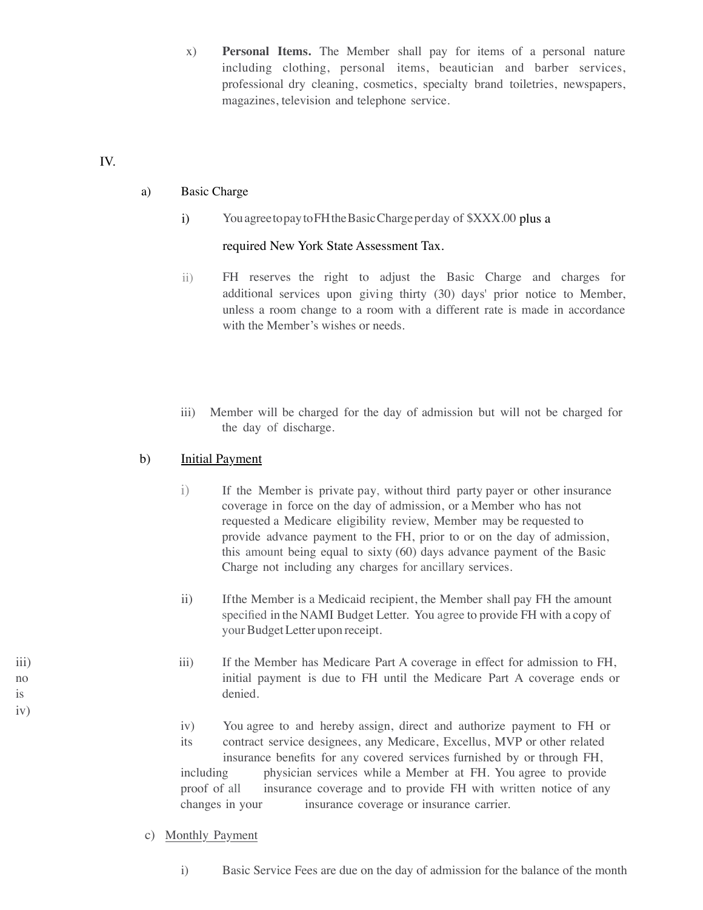x) **Personal Items.** The Member shall pay for items of a personal nature including clothing, personal items, beautician and barber services, professional dry cleaning, cosmetics, specialty brand toiletries, newspapers, magazines, television and telephone service.

IV.

a) Basic Charge

i) You agree to pay to FH the Basic Charge per day of $XXX.00 plus a required New York State Assessment Tax.

ii) FH reserves the right to adjust the Basic Charge and charges for additional services upon giving thirty (30) days' prior notice to Member, unless a room change to a room with a different rate is made in accordance with the Member's wishes or needs.

iii) Member will be charged for the day of admission but will not be charged for the day of discharge.

b) <u>Initial Payment</u>

i) If the Member is private pay, without third party payer or other insurance coverage in force on the day of admission, or a Member who has not requested a Medicare eligibility review, Member may be requested to provide advance payment to the FH, prior to or on the day of admission, this amount being equal to sixty (60) days advance payment of the Basic Charge not including any charges for ancillary services.

ii) If the Member is a Medicaid recipient, the Member shall pay FH the amount specified in the NAMI Budget Letter. You agree to provide FH with a copy of your Budget Letter upon receipt.

iii) no is iv)

iii) If the Member has Medicare Part A coverage in effect for admission to FH, initial payment is due to FH until the Medicare Part A coverage ends or denied.

iv) You agree to and hereby assign, direct and authorize payment to FH or its contract service designees, any Medicare, Excellus, MVP or other related insurance benefits for any covered services furnished by or through FH, including physician services while a Member at FH. You agree to provide proof of all insurance coverage and to provide FH with written notice of any changes in your insurance coverage or insurance carrier.

c) <u>Monthly Payment</u>

i) Basic Service Fees are due on the day of admission for the balance of the month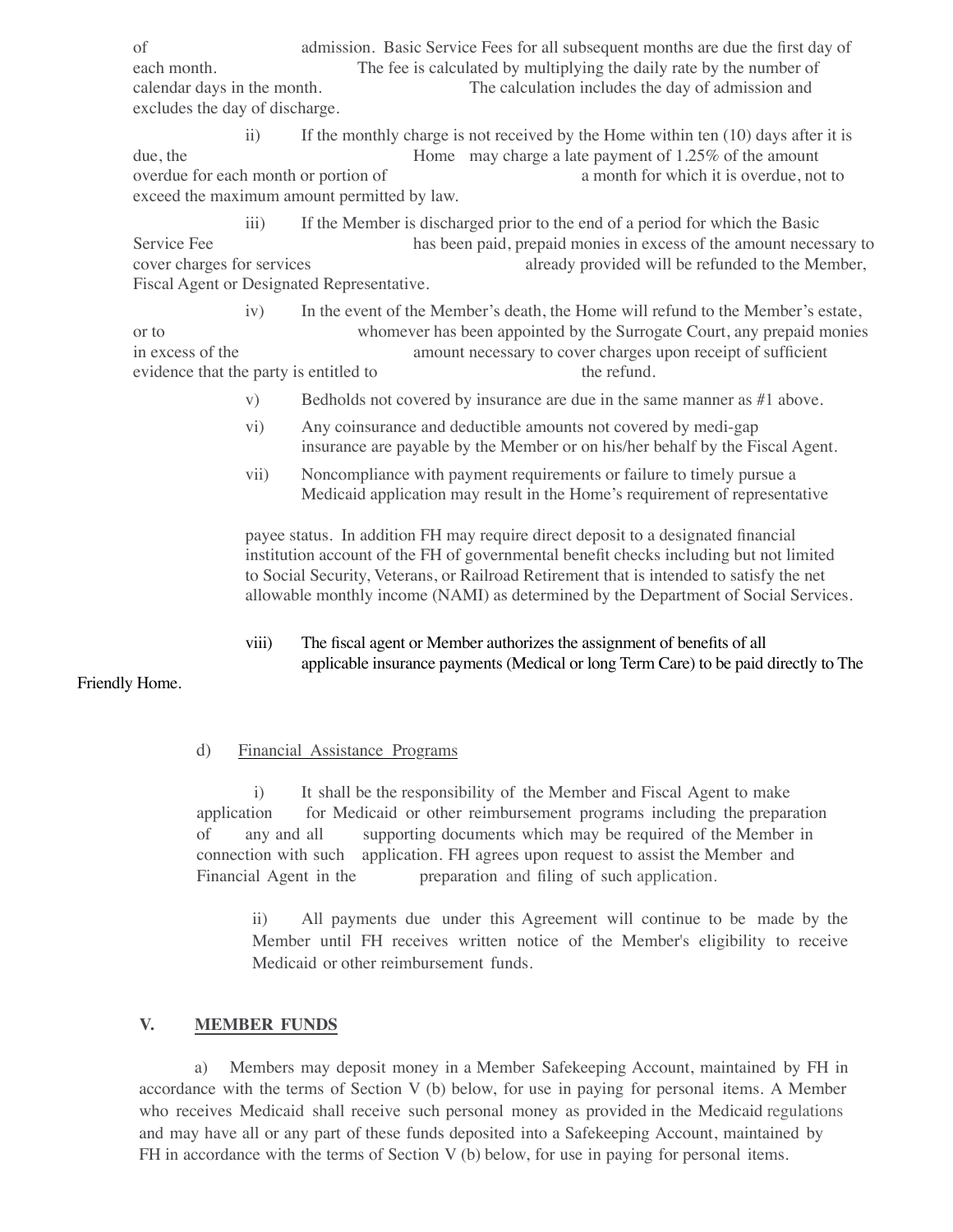of admission. Basic Service Fees for all subsequent months are due the first day of each month. The fee is calculated by multiplying the daily rate by the number of calendar days in the month. The calculation includes the day of admission and excludes the day of discharge.

ii) If the monthly charge is not received by the Home within ten (10) days after it is due, the Home may charge a late payment of 1.25% of the amount overdue for each month or portion of a month for which it is overdue, not to exceed the maximum amount permitted by law.

iii) If the Member is discharged prior to the end of a period for which the Basic Service Fee has been paid, prepaid monies in excess of the amount necessary to cover charges for services already provided will be refunded to the Member, Fiscal Agent or Designated Representative.

iv) In the event of the Member's death, the Home will refund to the Member's estate, or to whomever has been appointed by the Surrogate Court, any prepaid monies in excess of the amount necessary to cover charges upon receipt of sufficient evidence that the party is entitled to the refund.

v) Bedholds not covered by insurance are due in the same manner as #1 above.

vi) Any coinsurance and deductible amounts not covered by medi-gap insurance are payable by the Member or on his/her behalf by the Fiscal Agent.

vii) Noncompliance with payment requirements or failure to timely pursue a Medicaid application may result in the Home's requirement of representative payee status. In addition FH may require direct deposit to a designated financial institution account of the FH of governmental benefit checks including but not limited to Social Security, Veterans, or Railroad Retirement that is intended to satisfy the net allowable monthly income (NAMI) as determined by the Department of Social Services.

viii) The fiscal agent or Member authorizes the assignment of benefits of all applicable insurance payments (Medical or long Term Care) to be paid directly to The Friendly Home.

d) Financial Assistance Programs

i) It shall be the responsibility of the Member and Fiscal Agent to make application for Medicaid or other reimbursement programs including the preparation of any and all supporting documents which may be required of the Member in connection with such application. FH agrees upon request to assist the Member and Financial Agent in the preparation and filing of such application.

ii) All payments due under this Agreement will continue to be made by the Member until FH receives written notice of the Member's eligibility to receive Medicaid or other reimbursement funds.

## V. MEMBER FUNDS

a) Members may deposit money in a Member Safekeeping Account, maintained by FH in accordance with the terms of Section V (b) below, for use in paying for personal items. A Member who receives Medicaid shall receive such personal money as provided in the Medicaid regulations and may have all or any part of these funds deposited into a Safekeeping Account, maintained by FH in accordance with the terms of Section V (b) below, for use in paying for personal items.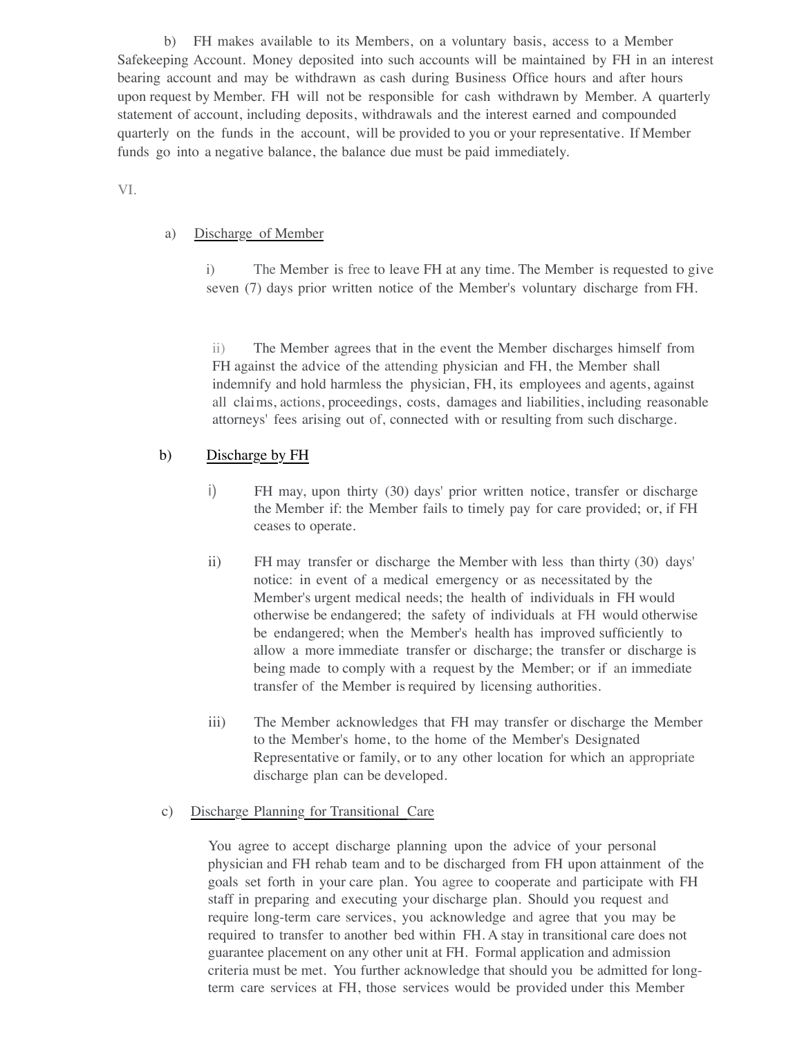b) FH makes available to its Members, on a voluntary basis, access to a Member Safekeeping Account. Money deposited into such accounts will be maintained by FH in an interest bearing account and may be withdrawn as cash during Business Office hours and after hours upon request by Member. FH will not be responsible for cash withdrawn by Member. A quarterly statement of account, including deposits, withdrawals and the interest earned and compounded quarterly on the funds in the account, will be provided to you or your representative. If Member funds go into a negative balance, the balance due must be paid immediately.

VI.

a) <u>Discharge of Member</u>

i) The Member is free to leave FH at any time. The Member is requested to give seven (7) days prior written notice of the Member's voluntary discharge from FH.

ii) The Member agrees that in the event the Member discharges himself from FH against the advice of the attending physician and FH, the Member shall indemnify and hold harmless the physician, FH, its employees and agents, against all claims, actions, proceedings, costs, damages and liabilities, including reasonable attorneys' fees arising out of, connected with or resulting from such discharge.

b) <u>Discharge by FH</u>

i) FH may, upon thirty (30) days' prior written notice, transfer or discharge the Member if: the Member fails to timely pay for care provided; or, if FH ceases to operate.

ii) FH may transfer or discharge the Member with less than thirty (30) days' notice: in event of a medical emergency or as necessitated by the Member's urgent medical needs; the health of individuals in FH would otherwise be endangered; the safety of individuals at FH would otherwise be endangered; when the Member's health has improved sufficiently to allow a more immediate transfer or discharge; the transfer or discharge is being made to comply with a request by the Member; or if an immediate transfer of the Member is required by licensing authorities.

iii) The Member acknowledges that FH may transfer or discharge the Member to the Member's home, to the home of the Member's Designated Representative or family, or to any other location for which an appropriate discharge plan can be developed.

c) <u>Discharge Planning for Transitional Care</u>

You agree to accept discharge planning upon the advice of your personal physician and FH rehab team and to be discharged from FH upon attainment of the goals set forth in your care plan. You agree to cooperate and participate with FH staff in preparing and executing your discharge plan. Should you request and require long-term care services, you acknowledge and agree that you may be required to transfer to another bed within FH. A stay in transitional care does not guarantee placement on any other unit at FH. Formal application and admission criteria must be met. You further acknowledge that should you be admitted for long-term care services at FH, those services would be provided under this Member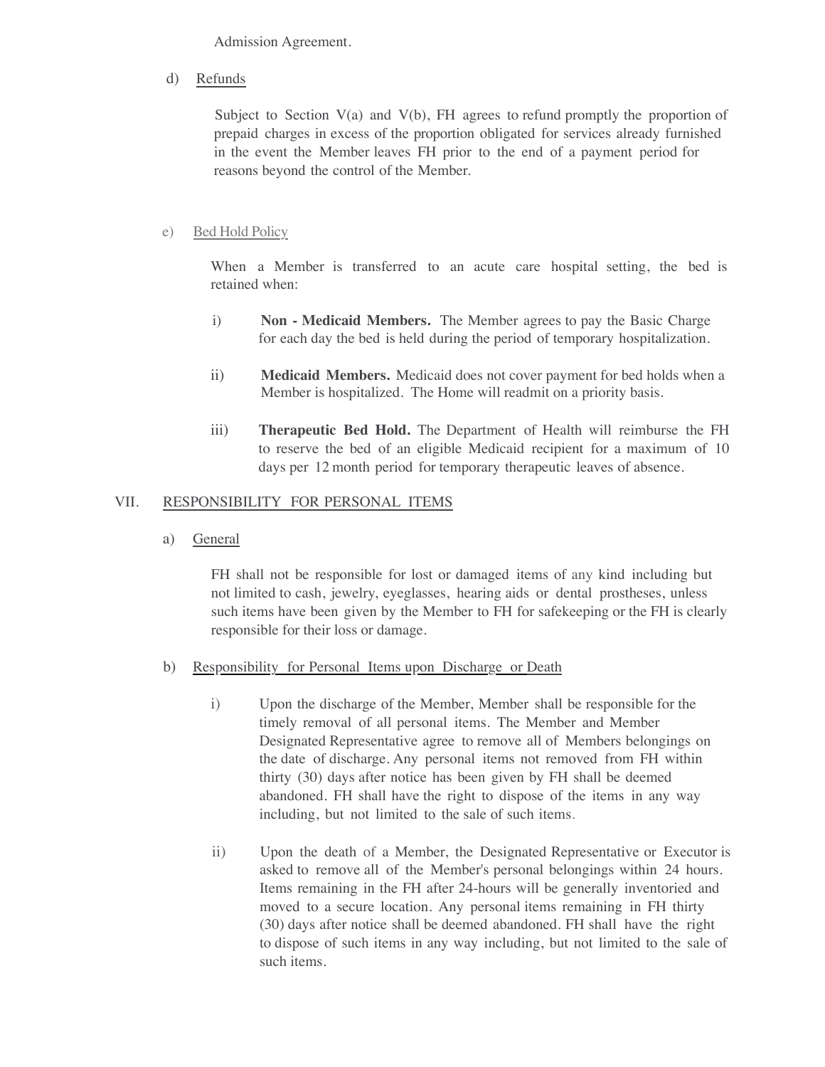Admission Agreement.

d) Refunds

Subject to Section V(a) and V(b), FH agrees to refund promptly the proportion of prepaid charges in excess of the proportion obligated for services already furnished in the event the Member leaves FH prior to the end of a payment period for reasons beyond the control of the Member.

e) Bed Hold Policy

When a Member is transferred to an acute care hospital setting, the bed is retained when:

i) **Non - Medicaid Members.** The Member agrees to pay the Basic Charge for each day the bed is held during the period of temporary hospitalization.

ii) **Medicaid Members.** Medicaid does not cover payment for bed holds when a Member is hospitalized. The Home will readmit on a priority basis.

iii) **Therapeutic Bed Hold.** The Department of Health will reimburse the FH to reserve the bed of an eligible Medicaid recipient for a maximum of 10 days per 12 month period for temporary therapeutic leaves of absence.

## VII. RESPONSIBILITY FOR PERSONAL ITEMS

a) General

FH shall not be responsible for lost or damaged items of any kind including but not limited to cash, jewelry, eyeglasses, hearing aids or dental prostheses, unless such items have been given by the Member to FH for safekeeping or the FH is clearly responsible for their loss or damage.

b) Responsibility for Personal Items upon Discharge or Death

i) Upon the discharge of the Member, Member shall be responsible for the timely removal of all personal items. The Member and Member Designated Representative agree to remove all of Members belongings on the date of discharge. Any personal items not removed from FH within thirty (30) days after notice has been given by FH shall be deemed abandoned. FH shall have the right to dispose of the items in any way including, but not limited to the sale of such items.

ii) Upon the death of a Member, the Designated Representative or Executor is asked to remove all of the Member's personal belongings within 24 hours. Items remaining in the FH after 24-hours will be generally inventoried and moved to a secure location. Any personal items remaining in FH thirty (30) days after notice shall be deemed abandoned. FH shall have the right to dispose of such items in any way including, but not limited to the sale of such items.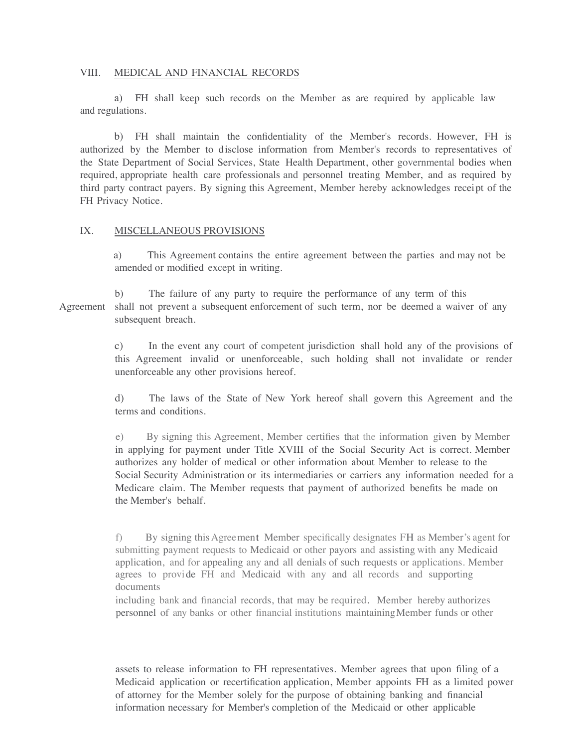## VIII. MEDICAL AND FINANCIAL RECORDS

a) FH shall keep such records on the Member as are required by applicable law and regulations.

b) FH shall maintain the confidentiality of the Member's records. However, FH is authorized by the Member to disclose information from Member's records to representatives of the State Department of Social Services, State Health Department, other governmental bodies when required, appropriate health care professionals and personnel treating Member, and as required by third party contract payers. By signing this Agreement, Member hereby acknowledges receipt of the FH Privacy Notice.

## IX. MISCELLANEOUS PROVISIONS

a) This Agreement contains the entire agreement between the parties and may not be amended or modified except in writing.

b) The failure of any party to require the performance of any term of this Agreement shall not prevent a subsequent enforcement of such term, nor be deemed a waiver of any subsequent breach.

c) In the event any court of competent jurisdiction shall hold any of the provisions of this Agreement invalid or unenforceable, such holding shall not invalidate or render unenforceable any other provisions hereof.

d) The laws of the State of New York hereof shall govern this Agreement and the terms and conditions.

e) By signing this Agreement, Member certifies that the information given by Member in applying for payment under Title XVIII of the Social Security Act is correct. Member authorizes any holder of medical or other information about Member to release to the Social Security Administration or its intermediaries or carriers any information needed for a Medicare claim. The Member requests that payment of authorized benefits be made on the Member's behalf.

f) By signing this Agreement Member specifically designates FH as Member's agent for submitting payment requests to Medicaid or other payors and assisting with any Medicaid application, and for appealing any and all denials of such requests or applications. Member agrees to provide FH and Medicaid with any and all records and supporting documents including bank and financial records, that may be required. Member hereby authorizes personnel of any banks or other financial institutions maintaining Member funds or other assets to release information to FH representatives. Member agrees that upon filing of a Medicaid application or recertification application, Member appoints FH as a limited power of attorney for the Member solely for the purpose of obtaining banking and financial information necessary for Member's completion of the Medicaid or other applicable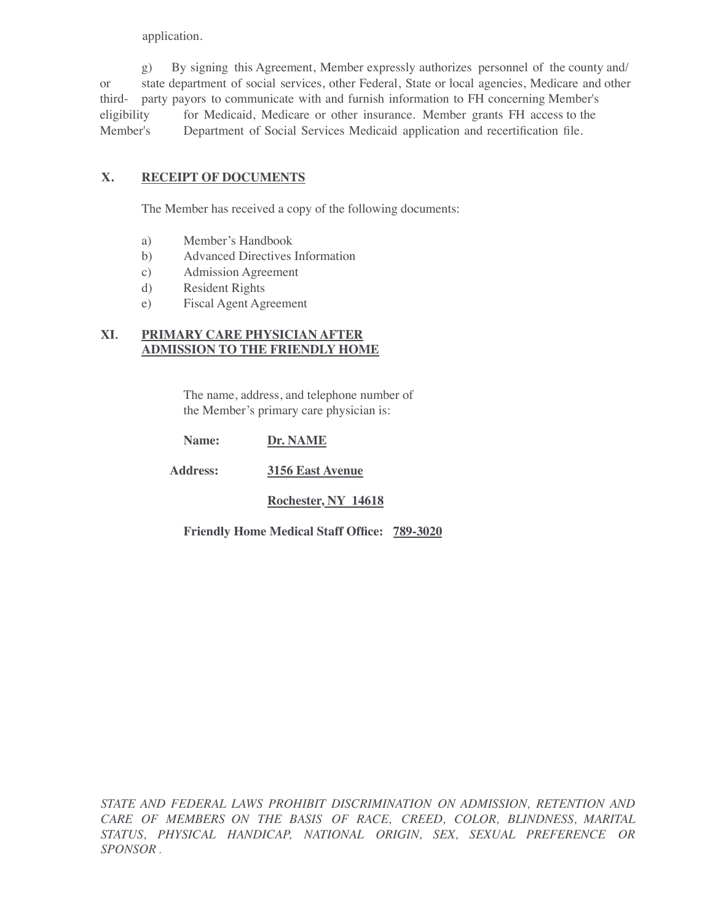application.

g) By signing this Agreement, Member expressly authorizes personnel of the county and/or state department of social services, other Federal, State or local agencies, Medicare and other third-party payors to communicate with and furnish information to FH concerning Member's eligibility for Medicaid, Medicare or other insurance. Member grants FH access to the Member's Department of Social Services Medicaid application and recertification file.

## X. <u>RECEIPT OF DOCUMENTS</u>

The Member has received a copy of the following documents:

a) Member's Handbook
b) Advanced Directives Information
c) Admission Agreement
d) Resident Rights
e) Fiscal Agent Agreement

## XI. <u>PRIMARY CARE PHYSICIAN AFTER ADMISSION TO THE FRIENDLY HOME</u>

The name, address, and telephone number of the Member's primary care physician is:

**Name:** <u>**Dr. NAME**</u>

**Address:** <u>**3156 East Avenue**</u>

<u>**Rochester, NY 14618**</u>

**Friendly Home Medical Staff Office:** <u>**789-3020**</u>

*STATE AND FEDERAL LAWS PROHIBIT DISCRIMINATION ON ADMISSION, RETENTION AND CARE OF MEMBERS ON THE BASIS OF RACE, CREED, COLOR, BLINDNESS, MARITAL STATUS, PHYSICAL HANDICAP, NATIONAL ORIGIN, SEX, SEXUAL PREFERENCE OR SPONSOR.*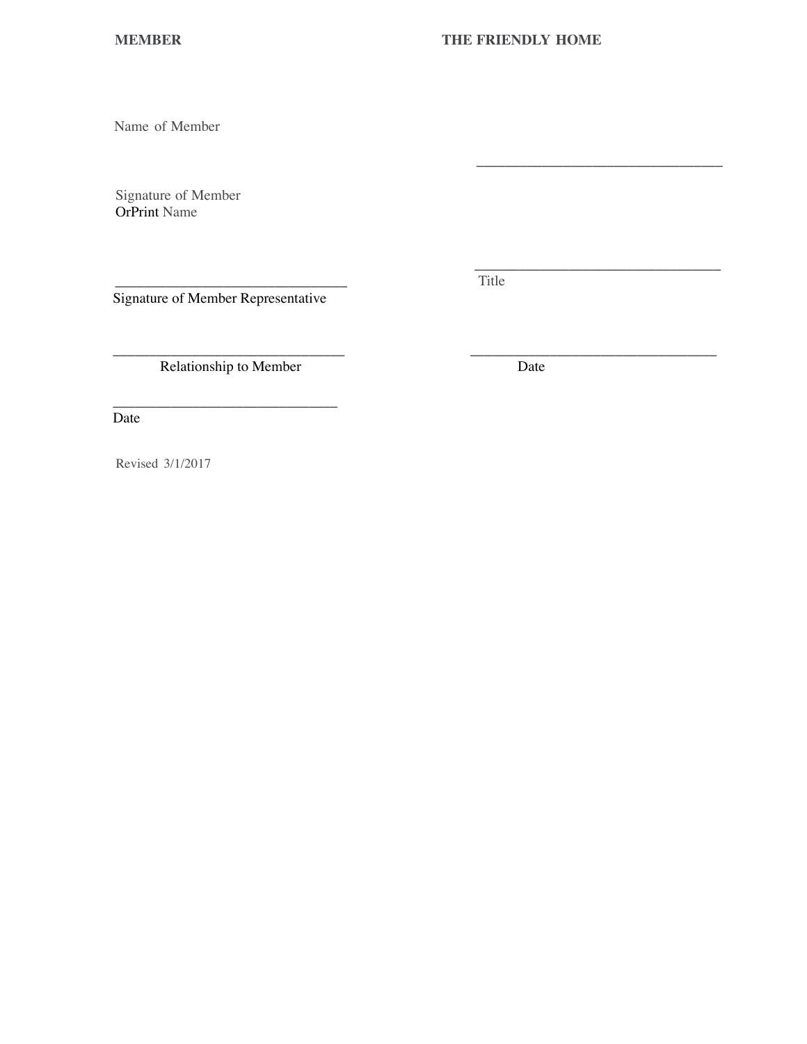**MEMBER** **THE FRIENDLY HOME**

Name of Member

_________________________________

Signature of Member
OrPrint Name

_________________________________ 
Title

_______________________________
Signature of Member Representative

_______________________________ 
Relationship to Member

_________________________________ 
Date

_____________________________
Date

Revised 3/1/2017